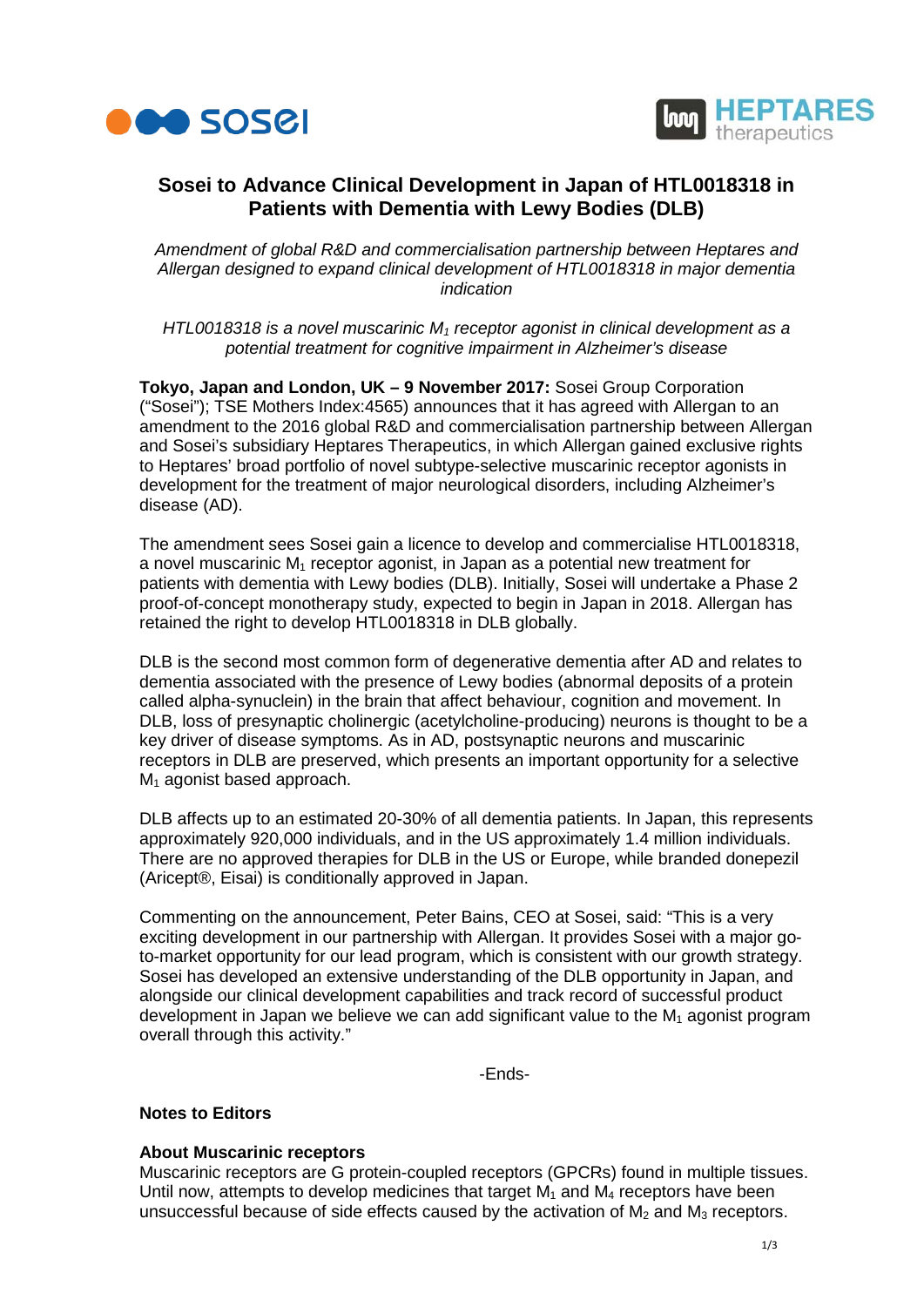# Sosei to Advance Clinical Development in Japan of HTL0018318 in Patients with Dementia with Lewy Bodies (DLB)

*Amendment of global R&D and commercialisation partnership between Heptares and Allergan designed to expand clinical development of HTL0018318 in major dementia indication*

*HTL0018318 is a novel muscarinic $M_1$ receptor agonist in clinical development as a potential treatment for cognitive impairment in Alzheimer's disease*

**Tokyo, Japan and London, UK – 9 November 2017:** Sosei Group Corporation ("Sosei"); TSE Mothers Index:4565) announces that it has agreed with Allergan to an amendment to the 2016 global R&D and commercialisation partnership between Allergan and Sosei's subsidiary Heptares Therapeutics, in which Allergan gained exclusive rights to Heptares' broad portfolio of novel subtype-selective muscarinic receptor agonists in development for the treatment of major neurological disorders, including Alzheimer's disease (AD).

The amendment sees Sosei gain a licence to develop and commercialise HTL0018318, a novel muscarinic $M_1$ receptor agonist, in Japan as a potential new treatment for patients with dementia with Lewy bodies (DLB). Initially, Sosei will undertake a Phase 2 proof-of-concept monotherapy study, expected to begin in Japan in 2018. Allergan has retained the right to develop HTL0018318 in DLB globally.

DLB is the second most common form of degenerative dementia after AD and relates to dementia associated with the presence of Lewy bodies (abnormal deposits of a protein called alpha-synuclein) in the brain that affect behaviour, cognition and movement. In DLB, loss of presynaptic cholinergic (acetylcholine-producing) neurons is thought to be a key driver of disease symptoms. As in AD, postsynaptic neurons and muscarinic receptors in DLB are preserved, which presents an important opportunity for a selective $M_1$ agonist based approach.

DLB affects up to an estimated 20-30% of all dementia patients. In Japan, this represents approximately 920,000 individuals, and in the US approximately 1.4 million individuals. There are no approved therapies for DLB in the US or Europe, while branded donepezil (Aricept®, Eisai) is conditionally approved in Japan.

Commenting on the announcement, Peter Bains, CEO at Sosei, said: "This is a very exciting development in our partnership with Allergan. It provides Sosei with a major go-to-market opportunity for our lead program, which is consistent with our growth strategy. Sosei has developed an extensive understanding of the DLB opportunity in Japan, and alongside our clinical development capabilities and track record of successful product development in Japan we believe we can add significant value to the $M_1$ agonist program overall through this activity."

-Ends-

## Notes to Editors

### About Muscarinic receptors

Muscarinic receptors are G protein-coupled receptors (GPCRs) found in multiple tissues. Until now, attempts to develop medicines that target $M_1$ and $M_4$ receptors have been unsuccessful because of side effects caused by the activation of $M_2$ and $M_3$ receptors.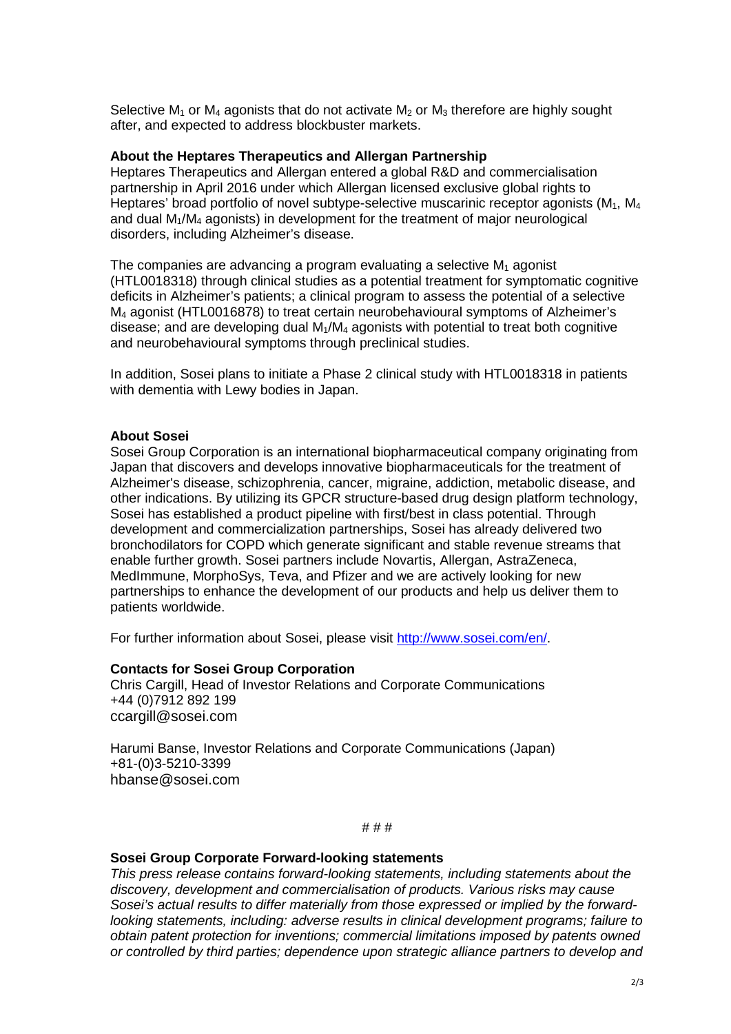Selective $M_1$ or $M_4$ agonists that do not activate $M_2$ or $M_3$ therefore are highly sought after, and expected to address blockbuster markets.

**About the Heptares Therapeutics and Allergan Partnership**

Heptares Therapeutics and Allergan entered a global R&D and commercialisation partnership in April 2016 under which Allergan licensed exclusive global rights to Heptares' broad portfolio of novel subtype-selective muscarinic receptor agonists ($M_1$, $M_4$ and dual $M_1$/$M_4$ agonists) in development for the treatment of major neurological disorders, including Alzheimer's disease.

The companies are advancing a program evaluating a selective $M_1$ agonist (HTL0018318) through clinical studies as a potential treatment for symptomatic cognitive deficits in Alzheimer's patients; a clinical program to assess the potential of a selective $M_4$ agonist (HTL0016878) to treat certain neurobehavioural symptoms of Alzheimer's disease; and are developing dual $M_1$/$M_4$ agonists with potential to treat both cognitive and neurobehavioural symptoms through preclinical studies.

In addition, Sosei plans to initiate a Phase 2 clinical study with HTL0018318 in patients with dementia with Lewy bodies in Japan.

**About Sosei**

Sosei Group Corporation is an international biopharmaceutical company originating from Japan that discovers and develops innovative biopharmaceuticals for the treatment of Alzheimer's disease, schizophrenia, cancer, migraine, addiction, metabolic disease, and other indications. By utilizing its GPCR structure-based drug design platform technology, Sosei has established a product pipeline with first/best in class potential. Through development and commercialization partnerships, Sosei has already delivered two bronchodilators for COPD which generate significant and stable revenue streams that enable further growth. Sosei partners include Novartis, Allergan, AstraZeneca, MedImmune, MorphoSys, Teva, and Pfizer and we are actively looking for new partnerships to enhance the development of our products and help us deliver them to patients worldwide.

For further information about Sosei, please visit http://www.sosei.com/en/.

**Contacts for Sosei Group Corporation**

Chris Cargill, Head of Investor Relations and Corporate Communications
+44 (0)7912 892 199
ccargill@sosei.com

Harumi Banse, Investor Relations and Corporate Communications (Japan)
+81-(0)3-5210-3399
hbanse@sosei.com

# # #

**Sosei Group Corporate Forward-looking statements**

*This press release contains forward-looking statements, including statements about the discovery, development and commercialisation of products. Various risks may cause Sosei's actual results to differ materially from those expressed or implied by the forward-looking statements, including: adverse results in clinical development programs; failure to obtain patent protection for inventions; commercial limitations imposed by patents owned or controlled by third parties; dependence upon strategic alliance partners to develop and*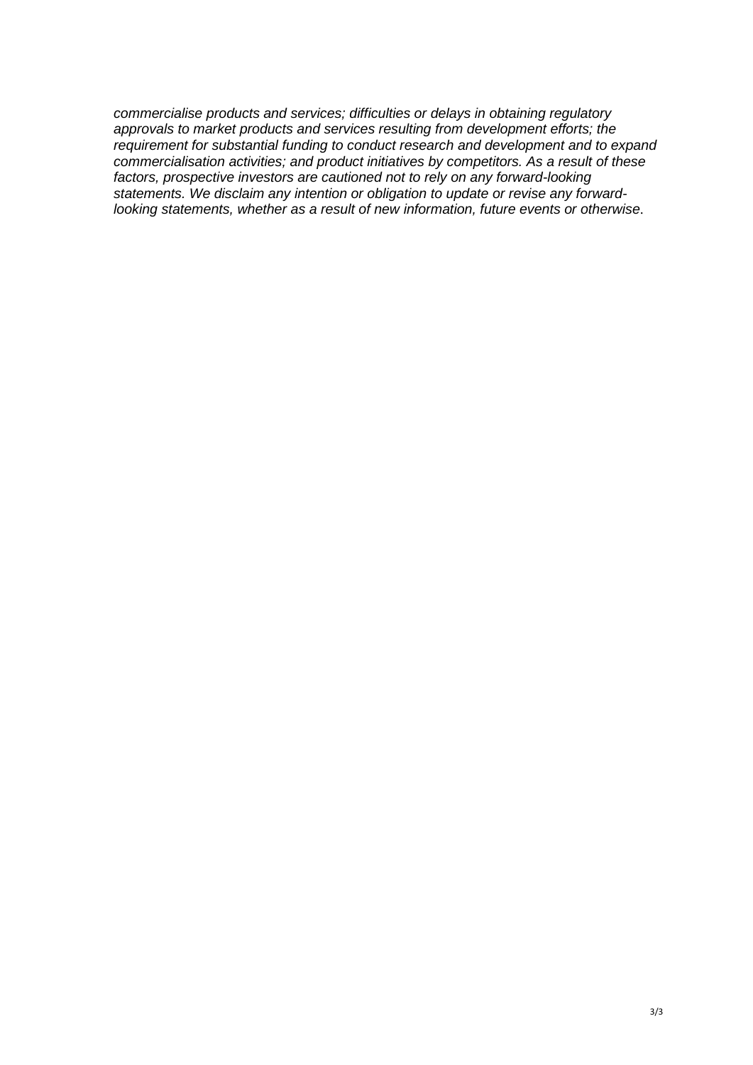*commercialise products and services; difficulties or delays in obtaining regulatory approvals to market products and services resulting from development efforts; the requirement for substantial funding to conduct research and development and to expand commercialisation activities; and product initiatives by competitors. As a result of these factors, prospective investors are cautioned not to rely on any forward-looking statements. We disclaim any intention or obligation to update or revise any forward-looking statements, whether as a result of new information, future events or otherwise*.